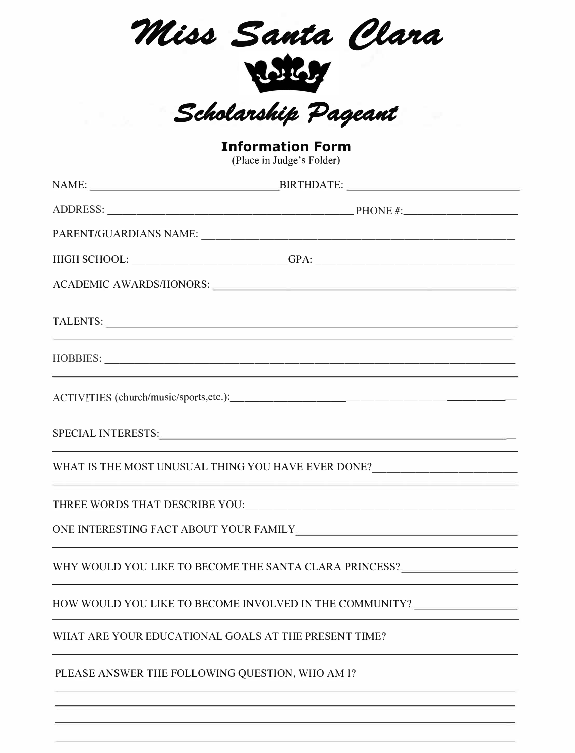# Miss Santa Clara

# Scholarship Pageant

## Information Form

(Place in Judge's Folder)

NAME: ______________________ BIRTHDATE: ______________________

ADDRESS: ______________________ PHONE #: ______________________

PARENT/GUARDIANS NAME: ______________________

HIGH SCHOOL: ______________________ GPA: ______________________

ACADEMIC AWARDS/HONORS: ______________________

______________________

TALENTS: ______________________

______________________

HOBBIES: ______________________

______________________

ACTIVITIES (church/music/sports,etc.): ______________________

______________________

SPECIAL INTERESTS: ______________________

______________________

WHAT IS THE MOST UNUSUAL THING YOU HAVE EVER DONE? ______________________

______________________

THREE WORDS THAT DESCRIBE YOU: ______________________

ONE INTERESTING FACT ABOUT YOUR FAMILY ______________________

______________________

WHY WOULD YOU LIKE TO BECOME THE SANTA CLARA PRINCESS? ______________________

______________________

HOW WOULD YOU LIKE TO BECOME INVOLVED IN THE COMMUNITY? ______________________

______________________

WHAT ARE YOUR EDUCATIONAL GOALS AT THE PRESENT TIME? ______________________

______________________

PLEASE ANSWER THE FOLLOWING QUESTION, WHO AM I? ______________________

______________________

______________________

______________________

______________________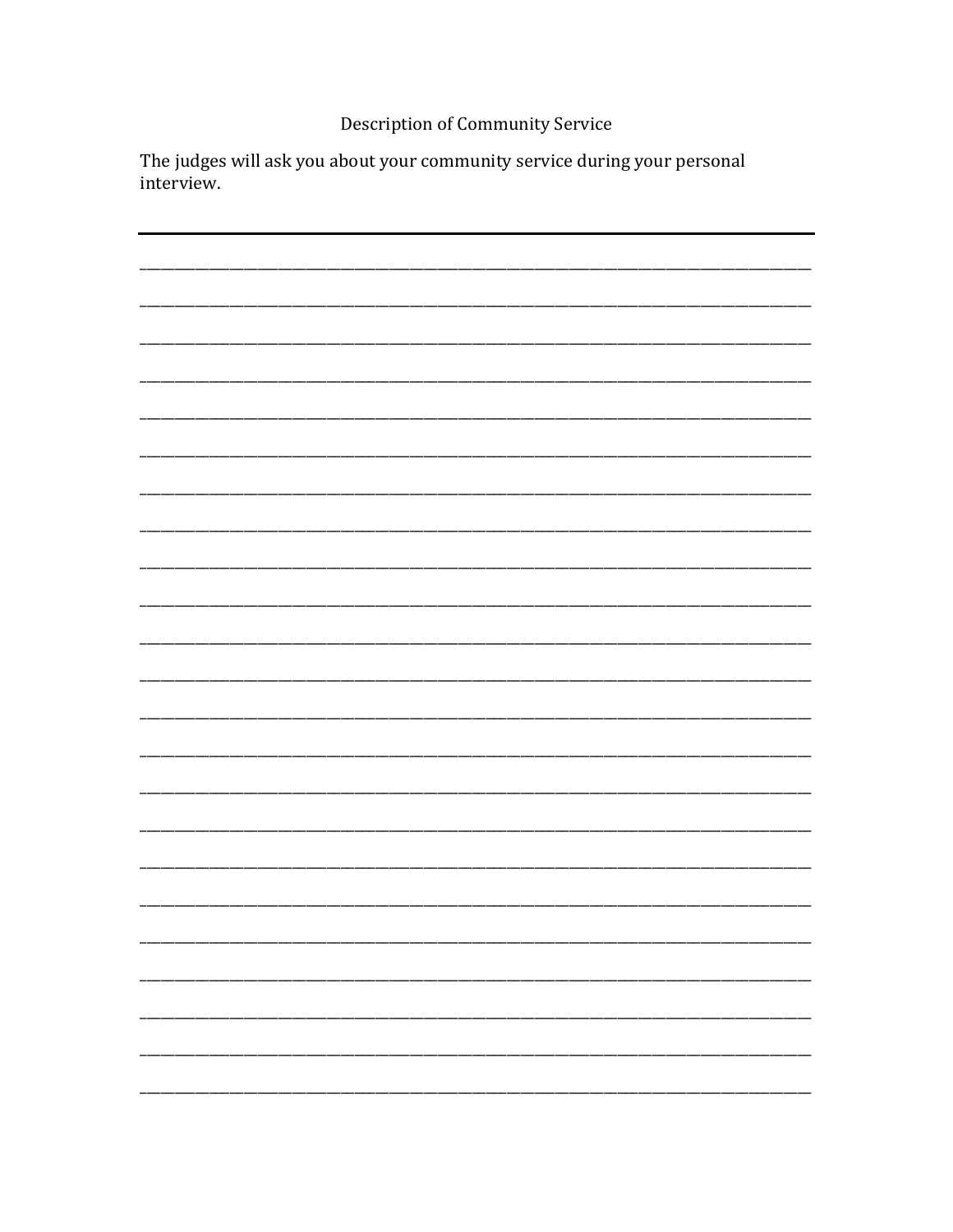## Description of Community Service

The judges will ask you about your community service during your personal interview.

---

\_\_\_\_\_\_\_\_\_\_\_\_\_\_\_\_\_\_\_\_\_\_\_\_\_\_\_\_\_\_\_\_\_\_\_\_\_\_\_\_\_\_\_\_\_\_\_\_\_\_\_\_\_\_\_\_\_\_\_\_\_\_\_\_\_\_\_\_\_\_\_\_\_\_\_\_\_\_

\_\_\_\_\_\_\_\_\_\_\_\_\_\_\_\_\_\_\_\_\_\_\_\_\_\_\_\_\_\_\_\_\_\_\_\_\_\_\_\_\_\_\_\_\_\_\_\_\_\_\_\_\_\_\_\_\_\_\_\_\_\_\_\_\_\_\_\_\_\_\_\_\_\_\_\_\_\_

\_\_\_\_\_\_\_\_\_\_\_\_\_\_\_\_\_\_\_\_\_\_\_\_\_\_\_\_\_\_\_\_\_\_\_\_\_\_\_\_\_\_\_\_\_\_\_\_\_\_\_\_\_\_\_\_\_\_\_\_\_\_\_\_\_\_\_\_\_\_\_\_\_\_\_\_\_\_

\_\_\_\_\_\_\_\_\_\_\_\_\_\_\_\_\_\_\_\_\_\_\_\_\_\_\_\_\_\_\_\_\_\_\_\_\_\_\_\_\_\_\_\_\_\_\_\_\_\_\_\_\_\_\_\_\_\_\_\_\_\_\_\_\_\_\_\_\_\_\_\_\_\_\_\_\_\_

\_\_\_\_\_\_\_\_\_\_\_\_\_\_\_\_\_\_\_\_\_\_\_\_\_\_\_\_\_\_\_\_\_\_\_\_\_\_\_\_\_\_\_\_\_\_\_\_\_\_\_\_\_\_\_\_\_\_\_\_\_\_\_\_\_\_\_\_\_\_\_\_\_\_\_\_\_\_

\_\_\_\_\_\_\_\_\_\_\_\_\_\_\_\_\_\_\_\_\_\_\_\_\_\_\_\_\_\_\_\_\_\_\_\_\_\_\_\_\_\_\_\_\_\_\_\_\_\_\_\_\_\_\_\_\_\_\_\_\_\_\_\_\_\_\_\_\_\_\_\_\_\_\_\_\_\_

\_\_\_\_\_\_\_\_\_\_\_\_\_\_\_\_\_\_\_\_\_\_\_\_\_\_\_\_\_\_\_\_\_\_\_\_\_\_\_\_\_\_\_\_\_\_\_\_\_\_\_\_\_\_\_\_\_\_\_\_\_\_\_\_\_\_\_\_\_\_\_\_\_\_\_\_\_\_

\_\_\_\_\_\_\_\_\_\_\_\_\_\_\_\_\_\_\_\_\_\_\_\_\_\_\_\_\_\_\_\_\_\_\_\_\_\_\_\_\_\_\_\_\_\_\_\_\_\_\_\_\_\_\_\_\_\_\_\_\_\_\_\_\_\_\_\_\_\_\_\_\_\_\_\_\_\_

\_\_\_\_\_\_\_\_\_\_\_\_\_\_\_\_\_\_\_\_\_\_\_\_\_\_\_\_\_\_\_\_\_\_\_\_\_\_\_\_\_\_\_\_\_\_\_\_\_\_\_\_\_\_\_\_\_\_\_\_\_\_\_\_\_\_\_\_\_\_\_\_\_\_\_\_\_\_

\_\_\_\_\_\_\_\_\_\_\_\_\_\_\_\_\_\_\_\_\_\_\_\_\_\_\_\_\_\_\_\_\_\_\_\_\_\_\_\_\_\_\_\_\_\_\_\_\_\_\_\_\_\_\_\_\_\_\_\_\_\_\_\_\_\_\_\_\_\_\_\_\_\_\_\_\_\_

\_\_\_\_\_\_\_\_\_\_\_\_\_\_\_\_\_\_\_\_\_\_\_\_\_\_\_\_\_\_\_\_\_\_\_\_\_\_\_\_\_\_\_\_\_\_\_\_\_\_\_\_\_\_\_\_\_\_\_\_\_\_\_\_\_\_\_\_\_\_\_\_\_\_\_\_\_\_

\_\_\_\_\_\_\_\_\_\_\_\_\_\_\_\_\_\_\_\_\_\_\_\_\_\_\_\_\_\_\_\_\_\_\_\_\_\_\_\_\_\_\_\_\_\_\_\_\_\_\_\_\_\_\_\_\_\_\_\_\_\_\_\_\_\_\_\_\_\_\_\_\_\_\_\_\_\_

\_\_\_\_\_\_\_\_\_\_\_\_\_\_\_\_\_\_\_\_\_\_\_\_\_\_\_\_\_\_\_\_\_\_\_\_\_\_\_\_\_\_\_\_\_\_\_\_\_\_\_\_\_\_\_\_\_\_\_\_\_\_\_\_\_\_\_\_\_\_\_\_\_\_\_\_\_\_

\_\_\_\_\_\_\_\_\_\_\_\_\_\_\_\_\_\_\_\_\_\_\_\_\_\_\_\_\_\_\_\_\_\_\_\_\_\_\_\_\_\_\_\_\_\_\_\_\_\_\_\_\_\_\_\_\_\_\_\_\_\_\_\_\_\_\_\_\_\_\_\_\_\_\_\_\_\_

\_\_\_\_\_\_\_\_\_\_\_\_\_\_\_\_\_\_\_\_\_\_\_\_\_\_\_\_\_\_\_\_\_\_\_\_\_\_\_\_\_\_\_\_\_\_\_\_\_\_\_\_\_\_\_\_\_\_\_\_\_\_\_\_\_\_\_\_\_\_\_\_\_\_\_\_\_\_

\_\_\_\_\_\_\_\_\_\_\_\_\_\_\_\_\_\_\_\_\_\_\_\_\_\_\_\_\_\_\_\_\_\_\_\_\_\_\_\_\_\_\_\_\_\_\_\_\_\_\_\_\_\_\_\_\_\_\_\_\_\_\_\_\_\_\_\_\_\_\_\_\_\_\_\_\_\_

\_\_\_\_\_\_\_\_\_\_\_\_\_\_\_\_\_\_\_\_\_\_\_\_\_\_\_\_\_\_\_\_\_\_\_\_\_\_\_\_\_\_\_\_\_\_\_\_\_\_\_\_\_\_\_\_\_\_\_\_\_\_\_\_\_\_\_\_\_\_\_\_\_\_\_\_\_\_

\_\_\_\_\_\_\_\_\_\_\_\_\_\_\_\_\_\_\_\_\_\_\_\_\_\_\_\_\_\_\_\_\_\_\_\_\_\_\_\_\_\_\_\_\_\_\_\_\_\_\_\_\_\_\_\_\_\_\_\_\_\_\_\_\_\_\_\_\_\_\_\_\_\_\_\_\_\_

\_\_\_\_\_\_\_\_\_\_\_\_\_\_\_\_\_\_\_\_\_\_\_\_\_\_\_\_\_\_\_\_\_\_\_\_\_\_\_\_\_\_\_\_\_\_\_\_\_\_\_\_\_\_\_\_\_\_\_\_\_\_\_\_\_\_\_\_\_\_\_\_\_\_\_\_\_\_

\_\_\_\_\_\_\_\_\_\_\_\_\_\_\_\_\_\_\_\_\_\_\_\_\_\_\_\_\_\_\_\_\_\_\_\_\_\_\_\_\_\_\_\_\_\_\_\_\_\_\_\_\_\_\_\_\_\_\_\_\_\_\_\_\_\_\_\_\_\_\_\_\_\_\_\_\_\_

\_\_\_\_\_\_\_\_\_\_\_\_\_\_\_\_\_\_\_\_\_\_\_\_\_\_\_\_\_\_\_\_\_\_\_\_\_\_\_\_\_\_\_\_\_\_\_\_\_\_\_\_\_\_\_\_\_\_\_\_\_\_\_\_\_\_\_\_\_\_\_\_\_\_\_\_\_\_

\_\_\_\_\_\_\_\_\_\_\_\_\_\_\_\_\_\_\_\_\_\_\_\_\_\_\_\_\_\_\_\_\_\_\_\_\_\_\_\_\_\_\_\_\_\_\_\_\_\_\_\_\_\_\_\_\_\_\_\_\_\_\_\_\_\_\_\_\_\_\_\_\_\_\_\_\_\_

\_\_\_\_\_\_\_\_\_\_\_\_\_\_\_\_\_\_\_\_\_\_\_\_\_\_\_\_\_\_\_\_\_\_\_\_\_\_\_\_\_\_\_\_\_\_\_\_\_\_\_\_\_\_\_\_\_\_\_\_\_\_\_\_\_\_\_\_\_\_\_\_\_\_\_\_\_\_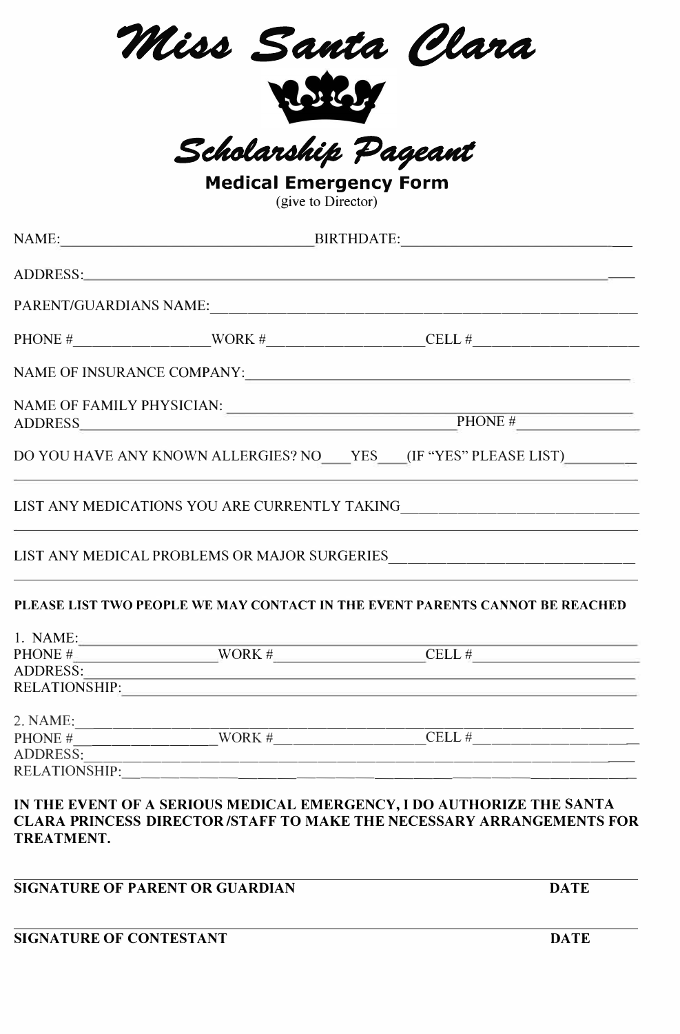# Miss Santa Clara

## Scholarship Pageant

### Medical Emergency Form

(give to Director)

NAME:________________________________BIRTHDATE:____________________________

ADDRESS:______________________________________________________________________

PARENT/GUARDIANS NAME:________________________________________________________

PHONE #_________________WORK #___________________CELL #_____________________

NAME OF INSURANCE COMPANY:____________________________________________________

NAME OF FAMILY PHYSICIAN: ____________________________________________________
ADDRESS__________________________________________________PHONE #________________

DO YOU HAVE ANY KNOWN ALLERGIES? NO___YES___(IF "YES" PLEASE LIST)_________
______________________________________________________________________________

LIST ANY MEDICATIONS YOU ARE CURRENTLY TAKING______________________________
______________________________________________________________________________

LIST ANY MEDICAL PROBLEMS OR MAJOR SURGERIES_______________________________
______________________________________________________________________________

**PLEASE LIST TWO PEOPLE WE MAY CONTACT IN THE EVENT PARENTS CANNOT BE REACHED**

1. NAME:______________________________________________________________________
PHONE #_________________WORK #___________________CELL #_____________________
ADDRESS:______________________________________________________________________
RELATIONSHIP:_________________________________________________________________

2. NAME:______________________________________________________________________
PHONE #_________________WORK #___________________CELL #_____________________
ADDRESS:______________________________________________________________________
RELATIONSHIP:_________________________________________________________________

**IN THE EVENT OF A SERIOUS MEDICAL EMERGENCY, I DO AUTHORIZE THE SANTA CLARA PRINCESS DIRECTOR /STAFF TO MAKE THE NECESSARY ARRANGEMENTS FOR TREATMENT.**

______________________________________________________________________________
**SIGNATURE OF PARENT OR GUARDIAN** **DATE**

______________________________________________________________________________
**SIGNATURE OF CONTESTANT** **DATE**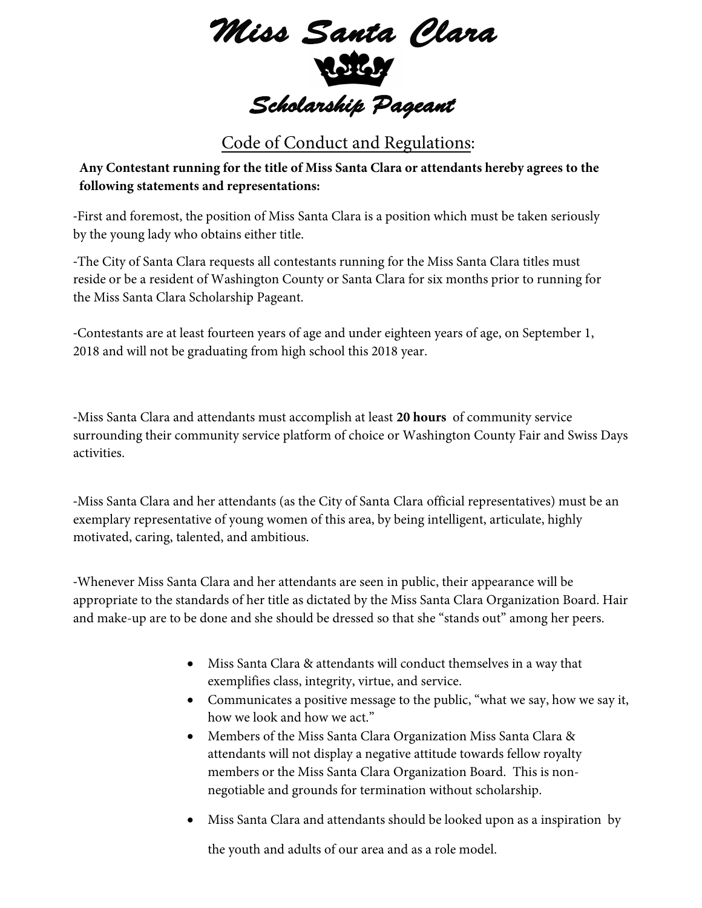# Miss Santa Clara

## Scholarship Pageant

## Code of Conduct and Regulations:

**Any Contestant running for the title of Miss Santa Clara or attendants hereby agrees to the following statements and representations:**

-First and foremost, the position of Miss Santa Clara is a position which must be taken seriously by the young lady who obtains either title.

-The City of Santa Clara requests all contestants running for the Miss Santa Clara titles must reside or be a resident of Washington County or Santa Clara for six months prior to running for the Miss Santa Clara Scholarship Pageant.

-Contestants are at least fourteen years of age and under eighteen years of age, on September 1, 2018 and will not be graduating from high school this 2018 year.

-Miss Santa Clara and attendants must accomplish at least **20 hours** of community service surrounding their community service platform of choice or Washington County Fair and Swiss Days activities.

-Miss Santa Clara and her attendants (as the City of Santa Clara official representatives) must be an exemplary representative of young women of this area, by being intelligent, articulate, highly motivated, caring, talented, and ambitious.

-Whenever Miss Santa Clara and her attendants are seen in public, their appearance will be appropriate to the standards of her title as dictated by the Miss Santa Clara Organization Board. Hair and make-up are to be done and she should be dressed so that she "stands out" among her peers.

- Miss Santa Clara & attendants will conduct themselves in a way that exemplifies class, integrity, virtue, and service.
- Communicates a positive message to the public, "what we say, how we say it, how we look and how we act."
- Members of the Miss Santa Clara Organization Miss Santa Clara & attendants will not display a negative attitude towards fellow royalty members or the Miss Santa Clara Organization Board. This is non-negotiable and grounds for termination without scholarship.
- Miss Santa Clara and attendants should be looked upon as a inspiration by the youth and adults of our area and as a role model.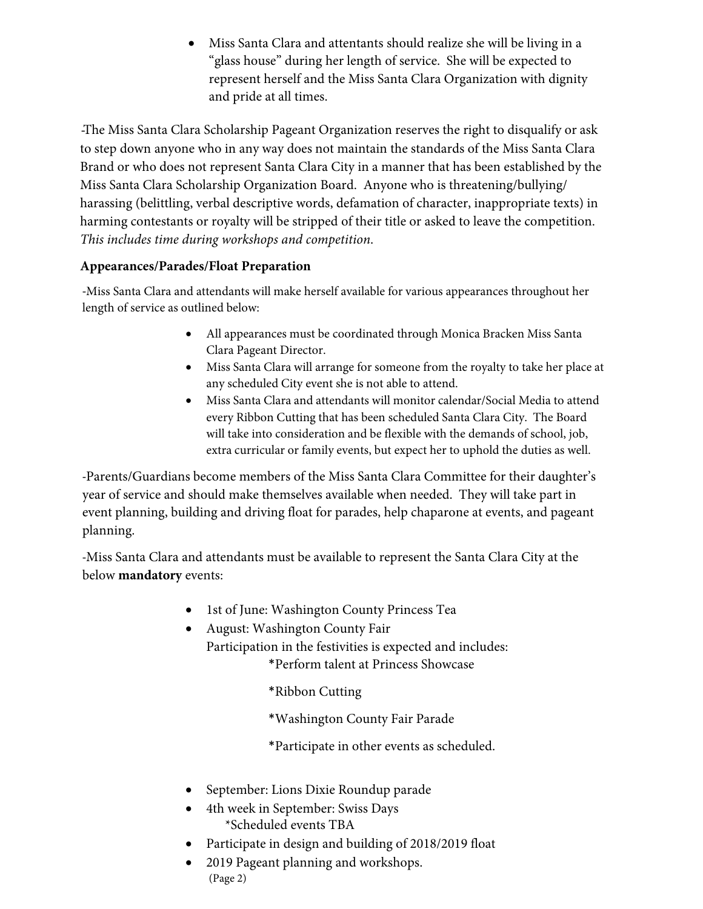- Miss Santa Clara and attentants should realize she will be living in a "glass house" during her length of service. She will be expected to represent herself and the Miss Santa Clara Organization with dignity and pride at all times.

-The Miss Santa Clara Scholarship Pageant Organization reserves the right to disqualify or ask to step down anyone who in any way does not maintain the standards of the Miss Santa Clara Brand or who does not represent Santa Clara City in a manner that has been established by the Miss Santa Clara Scholarship Organization Board. Anyone who is threatening/bullying/ harassing (belittling, verbal descriptive words, defamation of character, inappropriate texts) in harming contestants or royalty will be stripped of their title or asked to leave the competition. *This includes time during workshops and competition.*

**Appearances/Parades/Float Preparation**

-Miss Santa Clara and attendants will make herself available for various appearances throughout her length of service as outlined below:

- All appearances must be coordinated through Monica Bracken Miss Santa Clara Pageant Director.
- Miss Santa Clara will arrange for someone from the royalty to take her place at any scheduled City event she is not able to attend.
- Miss Santa Clara and attendants will monitor calendar/Social Media to attend every Ribbon Cutting that has been scheduled Santa Clara City. The Board will take into consideration and be flexible with the demands of school, job, extra curricular or family events, but expect her to uphold the duties as well.

-Parents/Guardians become members of the Miss Santa Clara Committee for their daughter's year of service and should make themselves available when needed. They will take part in event planning, building and driving float for parades, help chaparone at events, and pageant planning.

-Miss Santa Clara and attendants must be available to represent the Santa Clara City at the below **mandatory** events:

- 1st of June: Washington County Princess Tea
- August: Washington County Fair
  Participation in the festivities is expected and includes:
    *Perform talent at Princess Showcase
    *Ribbon Cutting
    *Washington County Fair Parade
    *Participate in other events as scheduled.
- September: Lions Dixie Roundup parade
- 4th week in September: Swiss Days
  *Scheduled events TBA
- Participate in design and building of 2018/2019 float
- 2019 Pageant planning and workshops.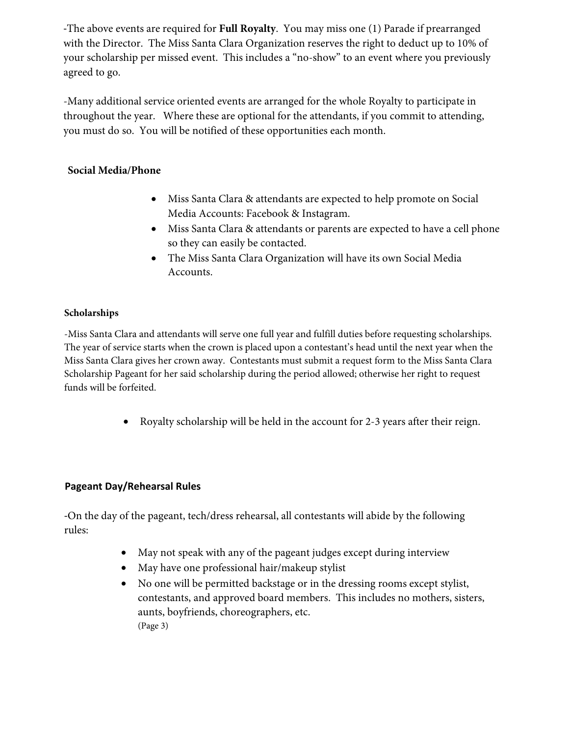-The above events are required for **Full Royalty**. You may miss one (1) Parade if prearranged with the Director. The Miss Santa Clara Organization reserves the right to deduct up to 10% of your scholarship per missed event. This includes a "no-show" to an event where you previously agreed to go.

-Many additional service oriented events are arranged for the whole Royalty to participate in throughout the year. Where these are optional for the attendants, if you commit to attending, you must do so. You will be notified of these opportunities each month.

**Social Media/Phone**

- Miss Santa Clara & attendants are expected to help promote on Social Media Accounts: Facebook & Instagram.
- Miss Santa Clara & attendants or parents are expected to have a cell phone so they can easily be contacted.
- The Miss Santa Clara Organization will have its own Social Media Accounts.

**Scholarships**

-Miss Santa Clara and attendants will serve one full year and fulfill duties before requesting scholarships. The year of service starts when the crown is placed upon a contestant's head until the next year when the Miss Santa Clara gives her crown away. Contestants must submit a request form to the Miss Santa Clara Scholarship Pageant for her said scholarship during the period allowed; otherwise her right to request funds will be forfeited.

- Royalty scholarship will be held in the account for 2-3 years after their reign.

**Pageant Day/Rehearsal Rules**

-On the day of the pageant, tech/dress rehearsal, all contestants will abide by the following rules:

- May not speak with any of the pageant judges except during interview
- May have one professional hair/makeup stylist
- No one will be permitted backstage or in the dressing rooms except stylist, contestants, and approved board members. This includes no mothers, sisters, aunts, boyfriends, choreographers, etc.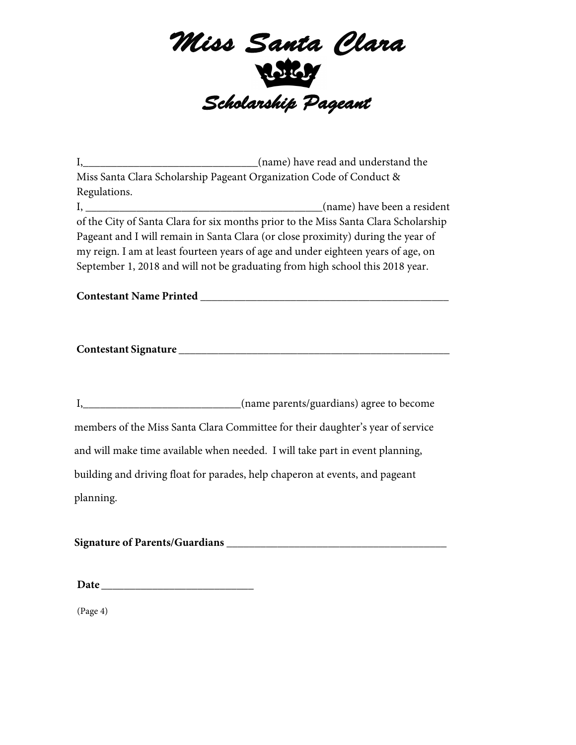# Miss Santa Clara

## Scholarship Pageant

I,______________________________(name) have read and understand the Miss Santa Clara Scholarship Pageant Organization Code of Conduct & Regulations.

I, __________________________________________(name) have been a resident of the City of Santa Clara for six months prior to the Miss Santa Clara Scholarship Pageant and I will remain in Santa Clara (or close proximity) during the year of my reign. I am at least fourteen years of age and under eighteen years of age, on September 1, 2018 and will not be graduating from high school this 2018 year.

**Contestant Name Printed** _______________________________________________

**Contestant Signature** ___________________________________________________

I,____________________________(name parents/guardians) agree to become members of the Miss Santa Clara Committee for their daughter's year of service and will make time available when needed. I will take part in event planning, building and driving float for parades, help chaperon at events, and pageant planning.

**Signature of Parents/Guardians** ________________________________________

**Date** ___________________________

(Page 4)